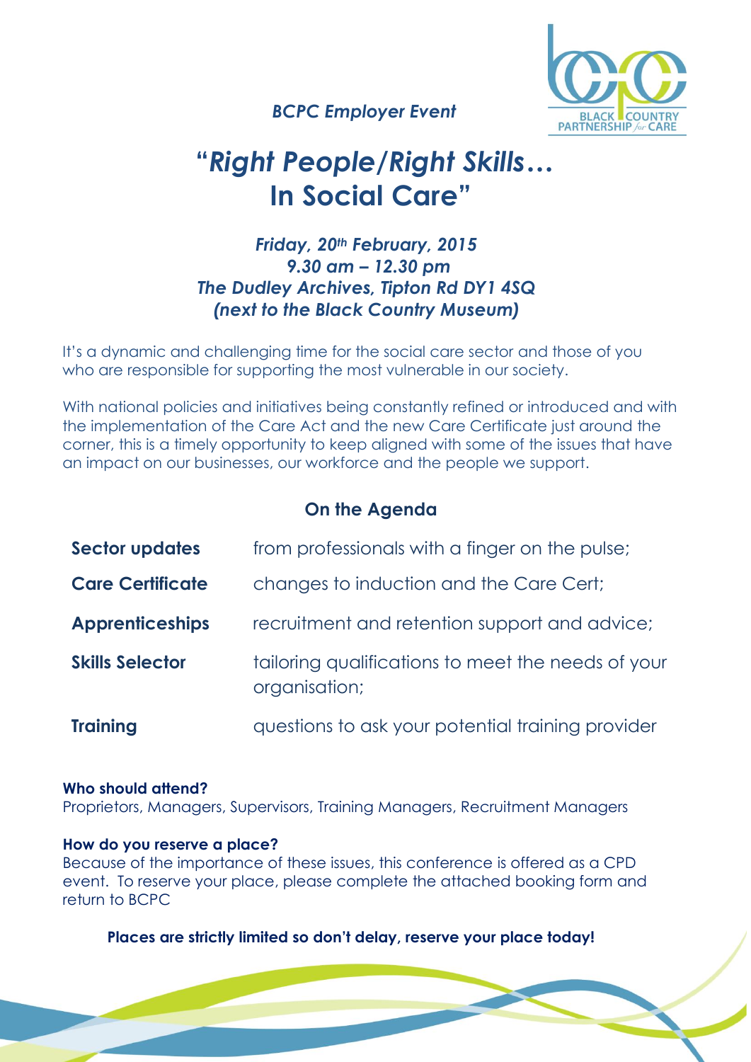*BCPC Employer Event*

BLACK COUNTRY PARTNERSHIP *for* CARE

# *"Right People/Right Skills…* In Social Care"

***Friday, 20th February, 2015***
***9.30 am – 12.30 pm***
***The Dudley Archives, Tipton Rd DY1 4SQ***
***(next to the Black Country Museum)***

It's a dynamic and challenging time for the social care sector and those of you who are responsible for supporting the most vulnerable in our society.

With national policies and initiatives being constantly refined or introduced and with the implementation of the Care Act and the new Care Certificate just around the corner, this is a timely opportunity to keep aligned with some of the issues that have an impact on our businesses, our workforce and the people we support.

## On the Agenda

| | |
|---|---|
| **Sector updates** | from professionals with a finger on the pulse; |
| **Care Certificate** | changes to induction and the Care Cert; |
| **Apprenticeships** | recruitment and retention support and advice; |
| **Skills Selector** | tailoring qualifications to meet the needs of your organisation; |
| **Training** | questions to ask your potential training provider |

**Who should attend?**
Proprietors, Managers, Supervisors, Training Managers, Recruitment Managers

**How do you reserve a place?**
Because of the importance of these issues, this conference is offered as a CPD event. To reserve your place, please complete the attached booking form and return to BCPC

**Places are strictly limited so don't delay, reserve your place today!**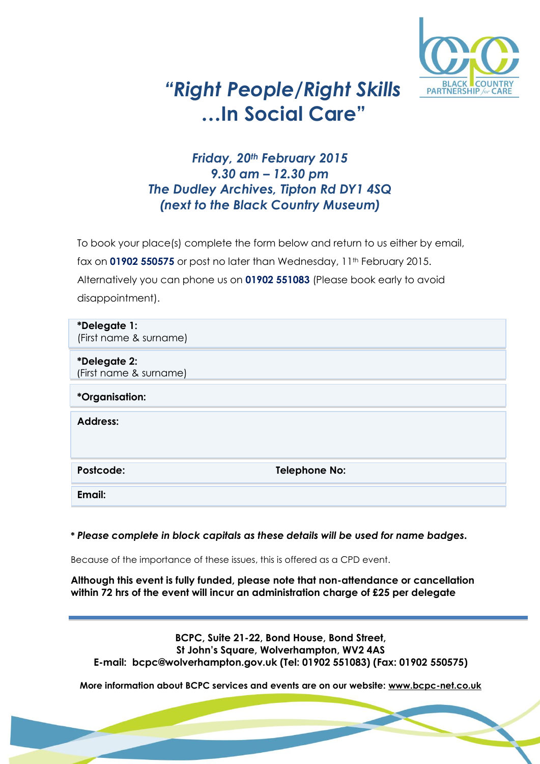BLACK COUNTRY PARTNERSHIP *for* CARE

# *"Right People/Right Skills …In Social Care"*

### *Friday, 20th February 2015*
### *9.30 am – 12.30 pm*
### *The Dudley Archives, Tipton Rd DY1 4SQ*
### *(next to the Black Country Museum)*

To book your place(s) complete the form below and return to us either by email, fax on **01902 550575** or post no later than Wednesday, 11th February 2015. Alternatively you can phone us on **01902 551083** (Please book early to avoid disappointment).

| | |
|---|---|
| ***Delegate 1:** (First name & surname)* | |
| ***Delegate 2:** (First name & surname)* | |
| ***Organisation:*** | |
| **Address:** | |
| **Postcode:** | **Telephone No:** |
| **Email:** | |

*** *Please complete in block capitals as these details will be used for name badges.***

Because of the importance of these issues, this is offered as a CPD event.

**Although this event is fully funded, please note that non-attendance or cancellation within 72 hrs of the event will incur an administration charge of £25 per delegate**

**BCPC, Suite 21-22, Bond House, Bond Street,**
**St John's Square, Wolverhampton, WV2 4AS**
**E-mail: bcpc@wolverhampton.gov.uk (Tel: 01902 551083) (Fax: 01902 550575)**

**More information about BCPC services and events are on our website: www.bcpc-net.co.uk**